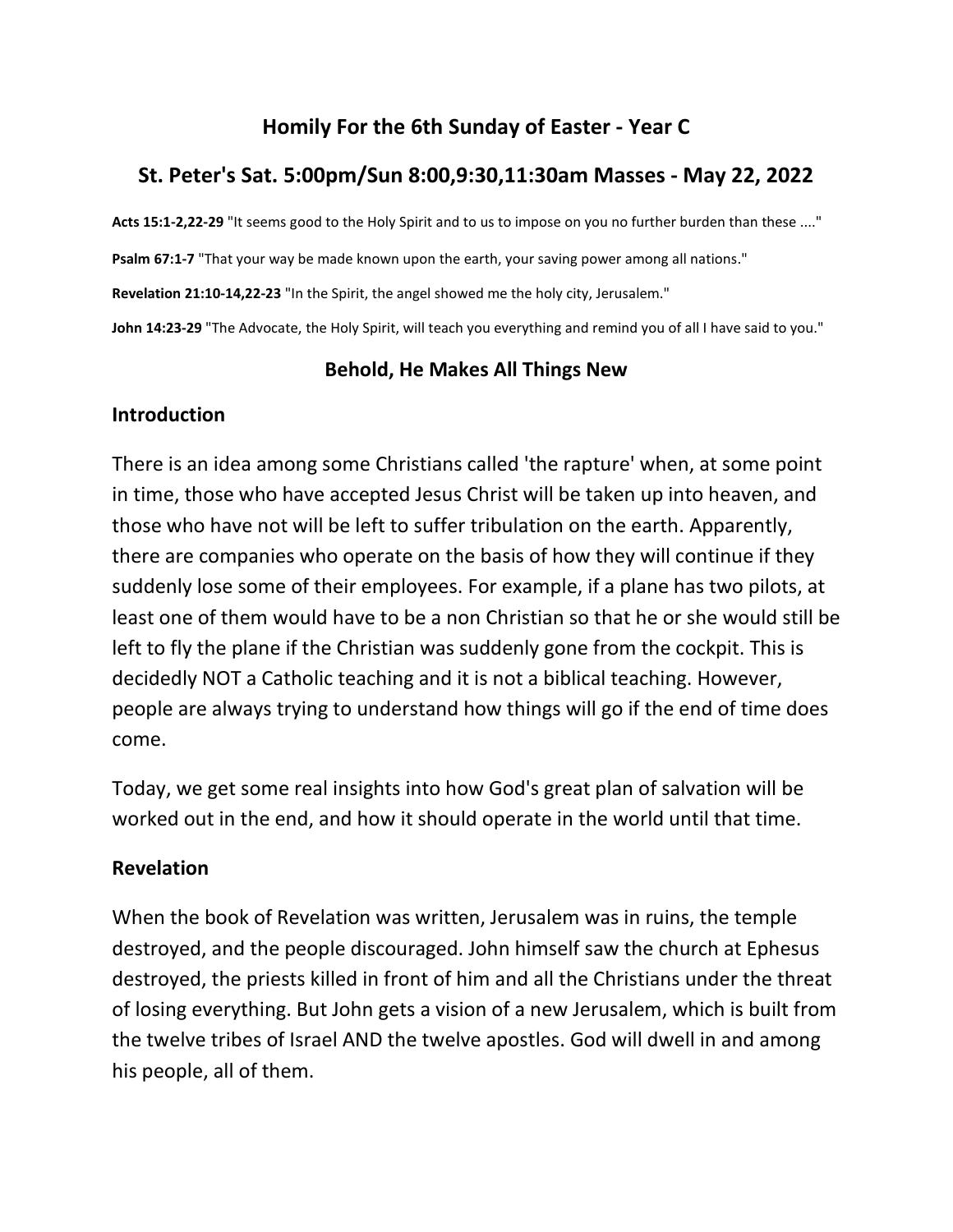# Homily For the 6th Sunday of Easter - Year C

## St. Peter's Sat. 5:00pm/Sun 8:00,9:30,11:30am Masses - May 22, 2022

**Acts 15:1-2,22-29** "It seems good to the Holy Spirit and to us to impose on you no further burden than these ...."

**Psalm 67:1-7** "That your way be made known upon the earth, your saving power among all nations."

**Revelation 21:10-14,22-23** "In the Spirit, the angel showed me the holy city, Jerusalem."

**John 14:23-29** "The Advocate, the Holy Spirit, will teach you everything and remind you of all I have said to you."

### Behold, He Makes All Things New

### Introduction

There is an idea among some Christians called 'the rapture' when, at some point in time, those who have accepted Jesus Christ will be taken up into heaven, and those who have not will be left to suffer tribulation on the earth. Apparently, there are companies who operate on the basis of how they will continue if they suddenly lose some of their employees. For example, if a plane has two pilots, at least one of them would have to be a non Christian so that he or she would still be left to fly the plane if the Christian was suddenly gone from the cockpit. This is decidedly NOT a Catholic teaching and it is not a biblical teaching. However, people are always trying to understand how things will go if the end of time does come.

Today, we get some real insights into how God's great plan of salvation will be worked out in the end, and how it should operate in the world until that time.

### Revelation

When the book of Revelation was written, Jerusalem was in ruins, the temple destroyed, and the people discouraged. John himself saw the church at Ephesus destroyed, the priests killed in front of him and all the Christians under the threat of losing everything. But John gets a vision of a new Jerusalem, which is built from the twelve tribes of Israel AND the twelve apostles. God will dwell in and among his people, all of them.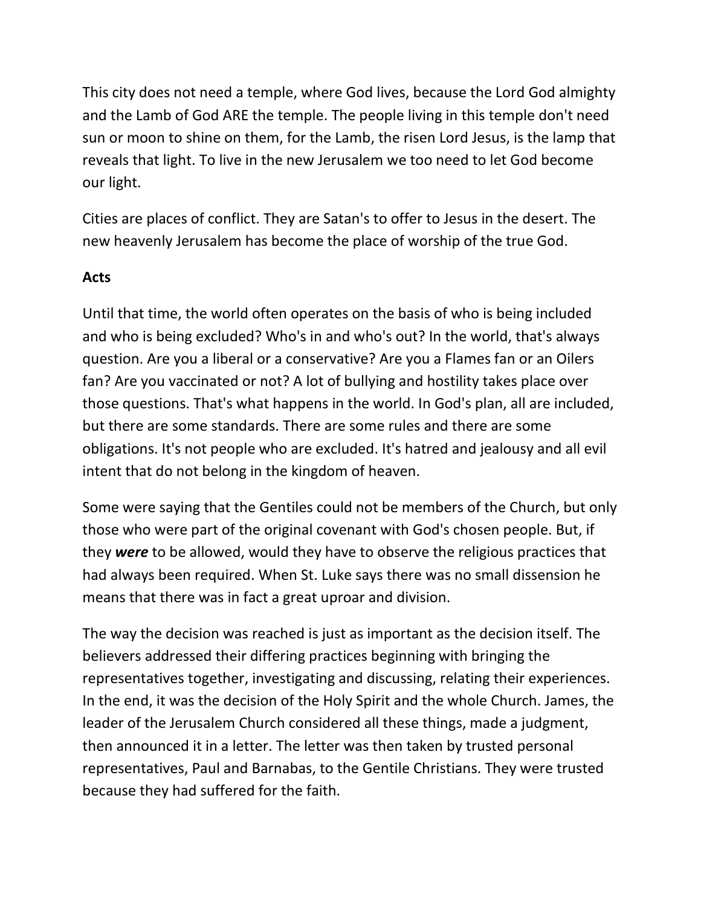This city does not need a temple, where God lives, because the Lord God almighty and the Lamb of God ARE the temple. The people living in this temple don't need sun or moon to shine on them, for the Lamb, the risen Lord Jesus, is the lamp that reveals that light. To live in the new Jerusalem we too need to let God become our light.

Cities are places of conflict. They are Satan's to offer to Jesus in the desert. The new heavenly Jerusalem has become the place of worship of the true God.

**Acts**

Until that time, the world often operates on the basis of who is being included and who is being excluded? Who's in and who's out? In the world, that's always question. Are you a liberal or a conservative? Are you a Flames fan or an Oilers fan? Are you vaccinated or not? A lot of bullying and hostility takes place over those questions. That's what happens in the world. In God's plan, all are included, but there are some standards. There are some rules and there are some obligations. It's not people who are excluded. It's hatred and jealousy and all evil intent that do not belong in the kingdom of heaven.

Some were saying that the Gentiles could not be members of the Church, but only those who were part of the original covenant with God's chosen people. But, if they ***were*** to be allowed, would they have to observe the religious practices that had always been required. When St. Luke says there was no small dissension he means that there was in fact a great uproar and division.

The way the decision was reached is just as important as the decision itself. The believers addressed their differing practices beginning with bringing the representatives together, investigating and discussing, relating their experiences. In the end, it was the decision of the Holy Spirit and the whole Church. James, the leader of the Jerusalem Church considered all these things, made a judgment, then announced it in a letter. The letter was then taken by trusted personal representatives, Paul and Barnabas, to the Gentile Christians. They were trusted because they had suffered for the faith.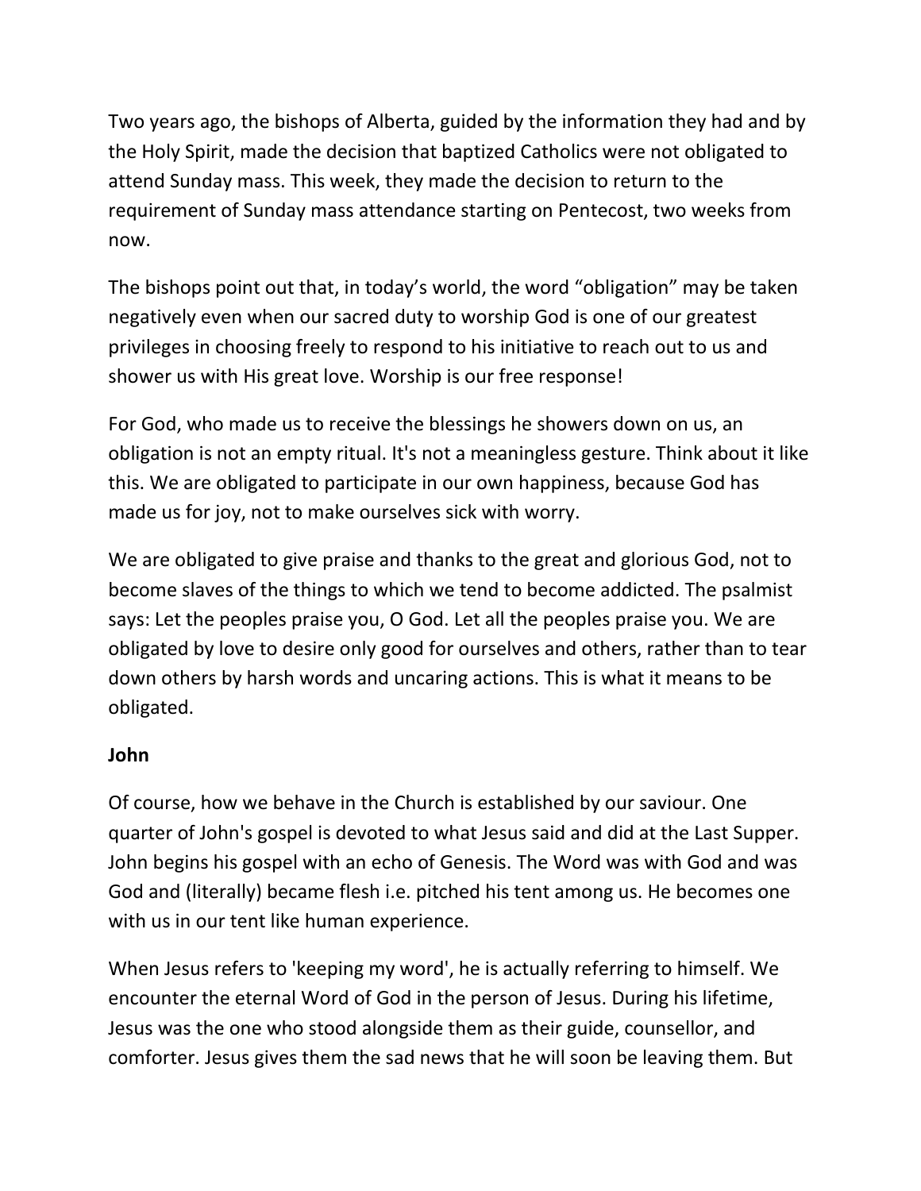Two years ago, the bishops of Alberta, guided by the information they had and by the Holy Spirit, made the decision that baptized Catholics were not obligated to attend Sunday mass. This week, they made the decision to return to the requirement of Sunday mass attendance starting on Pentecost, two weeks from now.

The bishops point out that, in today's world, the word "obligation" may be taken negatively even when our sacred duty to worship God is one of our greatest privileges in choosing freely to respond to his initiative to reach out to us and shower us with His great love. Worship is our free response!

For God, who made us to receive the blessings he showers down on us, an obligation is not an empty ritual. It's not a meaningless gesture. Think about it like this. We are obligated to participate in our own happiness, because God has made us for joy, not to make ourselves sick with worry.

We are obligated to give praise and thanks to the great and glorious God, not to become slaves of the things to which we tend to become addicted. The psalmist says: Let the peoples praise you, O God. Let all the peoples praise you. We are obligated by love to desire only good for ourselves and others, rather than to tear down others by harsh words and uncaring actions. This is what it means to be obligated.

**John**

Of course, how we behave in the Church is established by our saviour. One quarter of John's gospel is devoted to what Jesus said and did at the Last Supper. John begins his gospel with an echo of Genesis. The Word was with God and was God and (literally) became flesh i.e. pitched his tent among us. He becomes one with us in our tent like human experience.

When Jesus refers to 'keeping my word', he is actually referring to himself. We encounter the eternal Word of God in the person of Jesus. During his lifetime, Jesus was the one who stood alongside them as their guide, counsellor, and comforter. Jesus gives them the sad news that he will soon be leaving them. But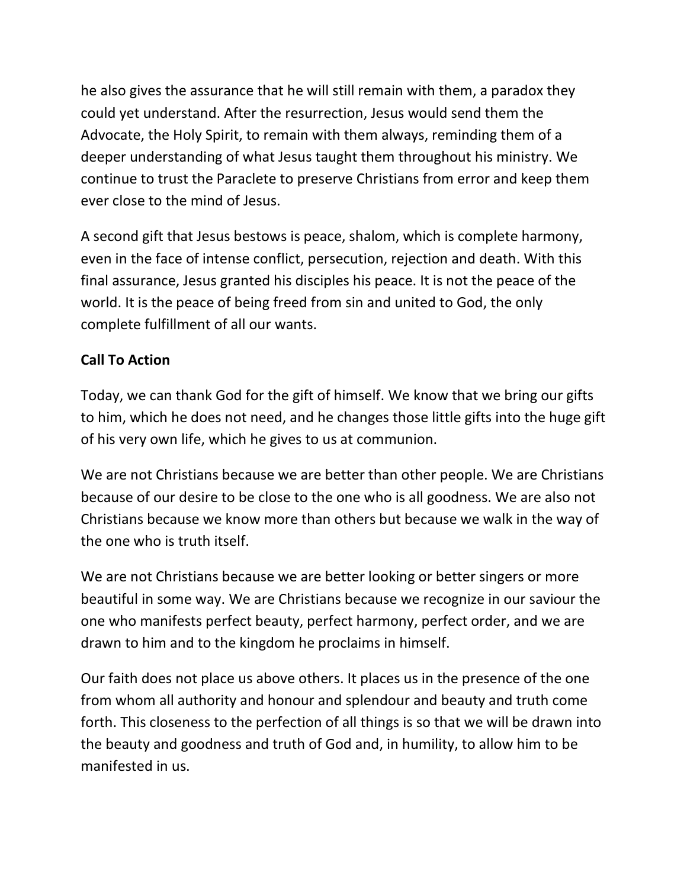he also gives the assurance that he will still remain with them, a paradox they could yet understand. After the resurrection, Jesus would send them the Advocate, the Holy Spirit, to remain with them always, reminding them of a deeper understanding of what Jesus taught them throughout his ministry. We continue to trust the Paraclete to preserve Christians from error and keep them ever close to the mind of Jesus.

A second gift that Jesus bestows is peace, shalom, which is complete harmony, even in the face of intense conflict, persecution, rejection and death. With this final assurance, Jesus granted his disciples his peace. It is not the peace of the world. It is the peace of being freed from sin and united to God, the only complete fulfillment of all our wants.

**Call To Action**

Today, we can thank God for the gift of himself. We know that we bring our gifts to him, which he does not need, and he changes those little gifts into the huge gift of his very own life, which he gives to us at communion.

We are not Christians because we are better than other people. We are Christians because of our desire to be close to the one who is all goodness. We are also not Christians because we know more than others but because we walk in the way of the one who is truth itself.

We are not Christians because we are better looking or better singers or more beautiful in some way. We are Christians because we recognize in our saviour the one who manifests perfect beauty, perfect harmony, perfect order, and we are drawn to him and to the kingdom he proclaims in himself.

Our faith does not place us above others. It places us in the presence of the one from whom all authority and honour and splendour and beauty and truth come forth. This closeness to the perfection of all things is so that we will be drawn into the beauty and goodness and truth of God and, in humility, to allow him to be manifested in us.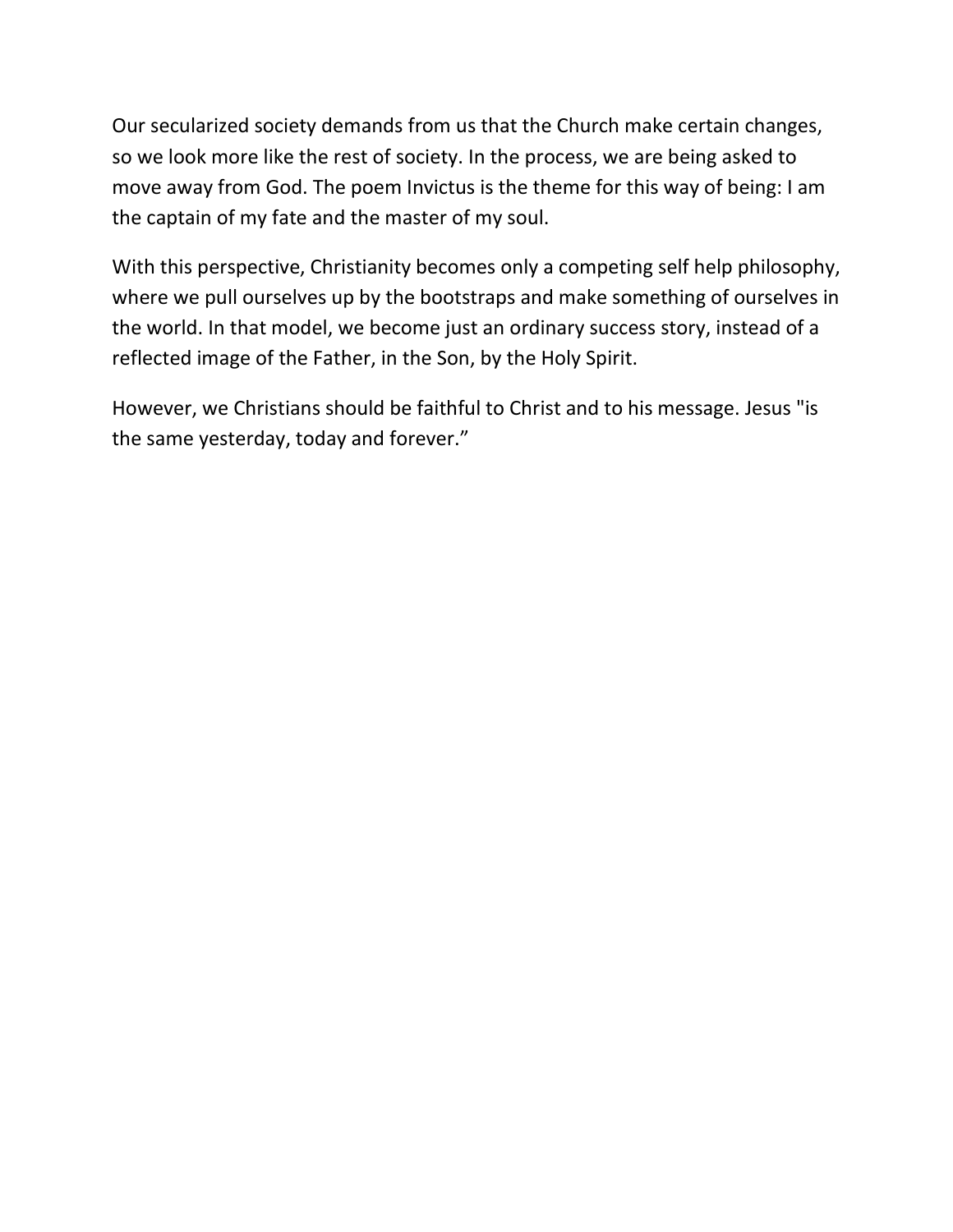Our secularized society demands from us that the Church make certain changes, so we look more like the rest of society. In the process, we are being asked to move away from God. The poem Invictus is the theme for this way of being: I am the captain of my fate and the master of my soul.

With this perspective, Christianity becomes only a competing self help philosophy, where we pull ourselves up by the bootstraps and make something of ourselves in the world. In that model, we become just an ordinary success story, instead of a reflected image of the Father, in the Son, by the Holy Spirit.

However, we Christians should be faithful to Christ and to his message. Jesus "is the same yesterday, today and forever."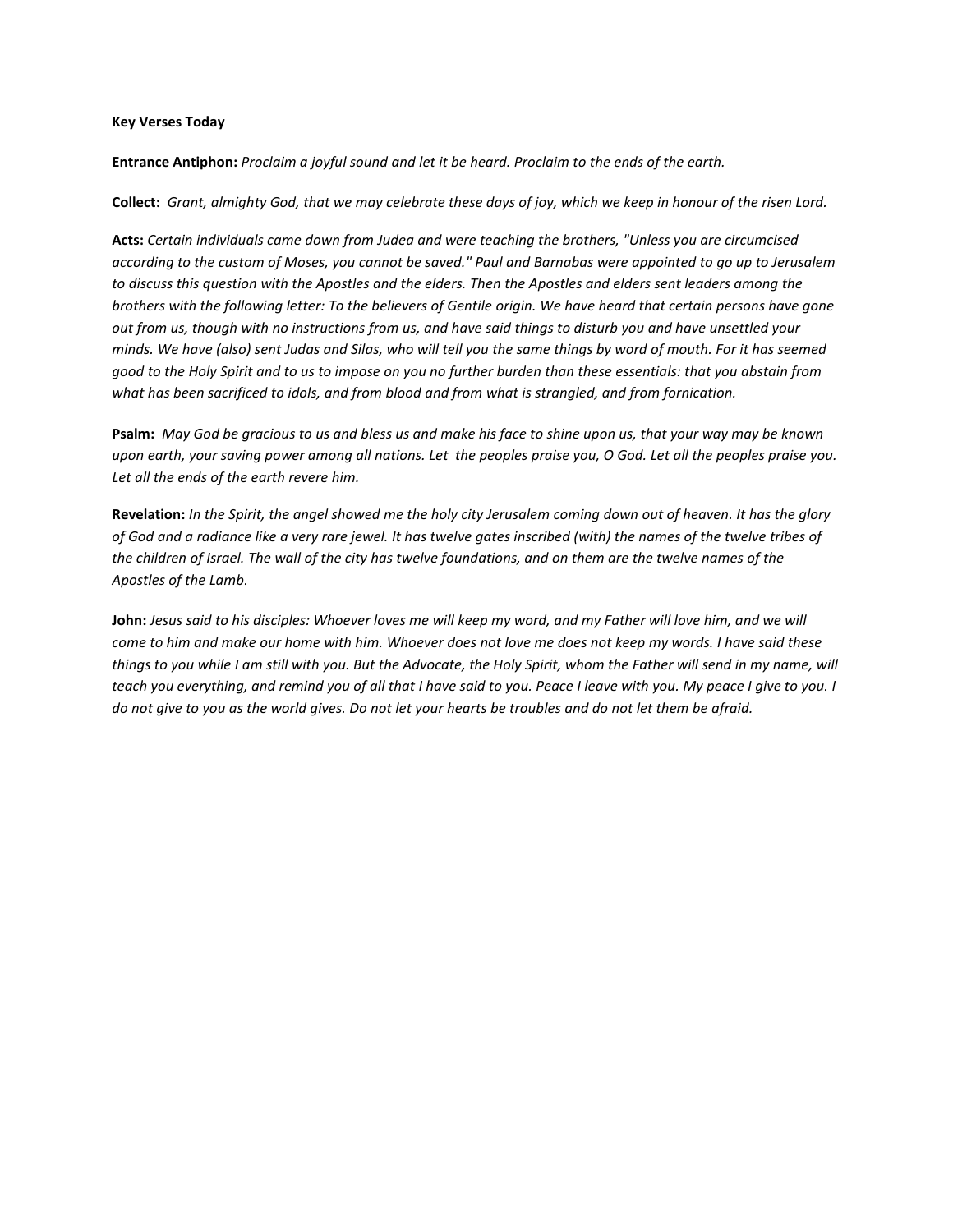**Key Verses Today**

**Entrance Antiphon:** *Proclaim a joyful sound and let it be heard. Proclaim to the ends of the earth.*

**Collect:** *Grant, almighty God, that we may celebrate these days of joy, which we keep in honour of the risen Lord.*

**Acts:** *Certain individuals came down from Judea and were teaching the brothers, "Unless you are circumcised according to the custom of Moses, you cannot be saved." Paul and Barnabas were appointed to go up to Jerusalem to discuss this question with the Apostles and the elders. Then the Apostles and elders sent leaders among the brothers with the following letter: To the believers of Gentile origin. We have heard that certain persons have gone out from us, though with no instructions from us, and have said things to disturb you and have unsettled your minds. We have (also) sent Judas and Silas, who will tell you the same things by word of mouth. For it has seemed good to the Holy Spirit and to us to impose on you no further burden than these essentials: that you abstain from what has been sacrificed to idols, and from blood and from what is strangled, and from fornication.*

**Psalm:** *May God be gracious to us and bless us and make his face to shine upon us, that your way may be known upon earth, your saving power among all nations. Let the peoples praise you, O God. Let all the peoples praise you. Let all the ends of the earth revere him.*

**Revelation:** *In the Spirit, the angel showed me the holy city Jerusalem coming down out of heaven. It has the glory of God and a radiance like a very rare jewel. It has twelve gates inscribed (with) the names of the twelve tribes of the children of Israel. The wall of the city has twelve foundations, and on them are the twelve names of the Apostles of the Lamb.*

**John:** *Jesus said to his disciples: Whoever loves me will keep my word, and my Father will love him, and we will come to him and make our home with him. Whoever does not love me does not keep my words. I have said these things to you while I am still with you. But the Advocate, the Holy Spirit, whom the Father will send in my name, will teach you everything, and remind you of all that I have said to you. Peace I leave with you. My peace I give to you. I do not give to you as the world gives. Do not let your hearts be troubles and do not let them be afraid.*